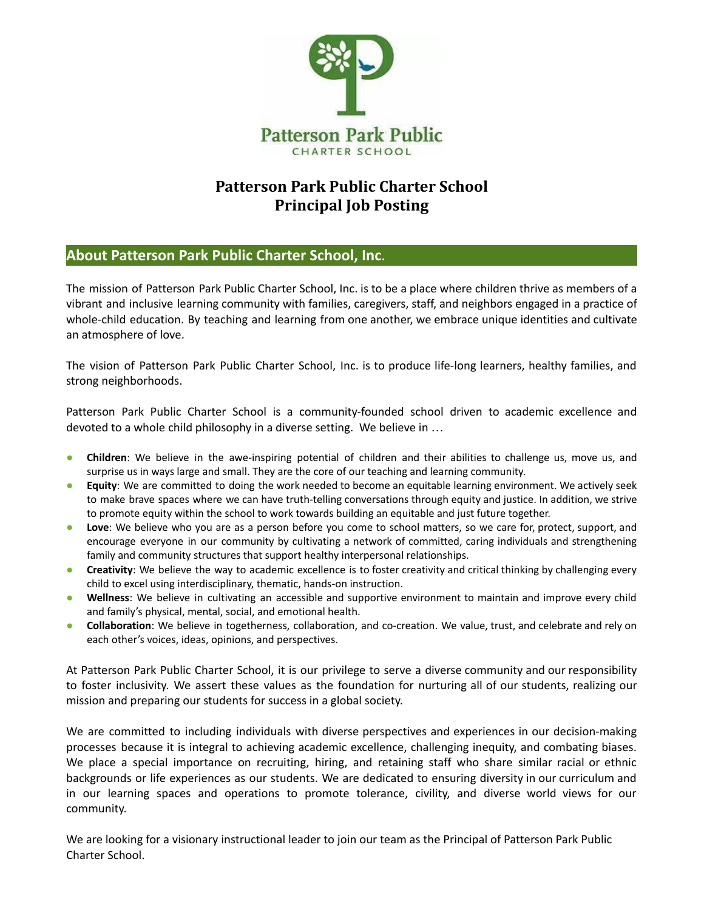# Patterson Park Public Charter School
# Principal Job Posting

## About Patterson Park Public Charter School, Inc.

The mission of Patterson Park Public Charter School, Inc. is to be a place where children thrive as members of a vibrant and inclusive learning community with families, caregivers, staff, and neighbors engaged in a practice of whole-child education. By teaching and learning from one another, we embrace unique identities and cultivate an atmosphere of love.

The vision of Patterson Park Public Charter School, Inc. is to produce life-long learners, healthy families, and strong neighborhoods.

Patterson Park Public Charter School is a community-founded school driven to academic excellence and devoted to a whole child philosophy in a diverse setting. We believe in …

- **Children**: We believe in the awe-inspiring potential of children and their abilities to challenge us, move us, and surprise us in ways large and small. They are the core of our teaching and learning community.
- **Equity**: We are committed to doing the work needed to become an equitable learning environment. We actively seek to make brave spaces where we can have truth-telling conversations through equity and justice. In addition, we strive to promote equity within the school to work towards building an equitable and just future together.
- **Love**: We believe who you are as a person before you come to school matters, so we care for, protect, support, and encourage everyone in our community by cultivating a network of committed, caring individuals and strengthening family and community structures that support healthy interpersonal relationships.
- **Creativity**: We believe the way to academic excellence is to foster creativity and critical thinking by challenging every child to excel using interdisciplinary, thematic, hands-on instruction.
- **Wellness**: We believe in cultivating an accessible and supportive environment to maintain and improve every child and family's physical, mental, social, and emotional health.
- **Collaboration**: We believe in togetherness, collaboration, and co-creation. We value, trust, and celebrate and rely on each other's voices, ideas, opinions, and perspectives.

At Patterson Park Public Charter School, it is our privilege to serve a diverse community and our responsibility to foster inclusivity. We assert these values as the foundation for nurturing all of our students, realizing our mission and preparing our students for success in a global society.

We are committed to including individuals with diverse perspectives and experiences in our decision-making processes because it is integral to achieving academic excellence, challenging inequity, and combating biases. We place a special importance on recruiting, hiring, and retaining staff who share similar racial or ethnic backgrounds or life experiences as our students. We are dedicated to ensuring diversity in our curriculum and in our learning spaces and operations to promote tolerance, civility, and diverse world views for our community.

We are looking for a visionary instructional leader to join our team as the Principal of Patterson Park Public Charter School.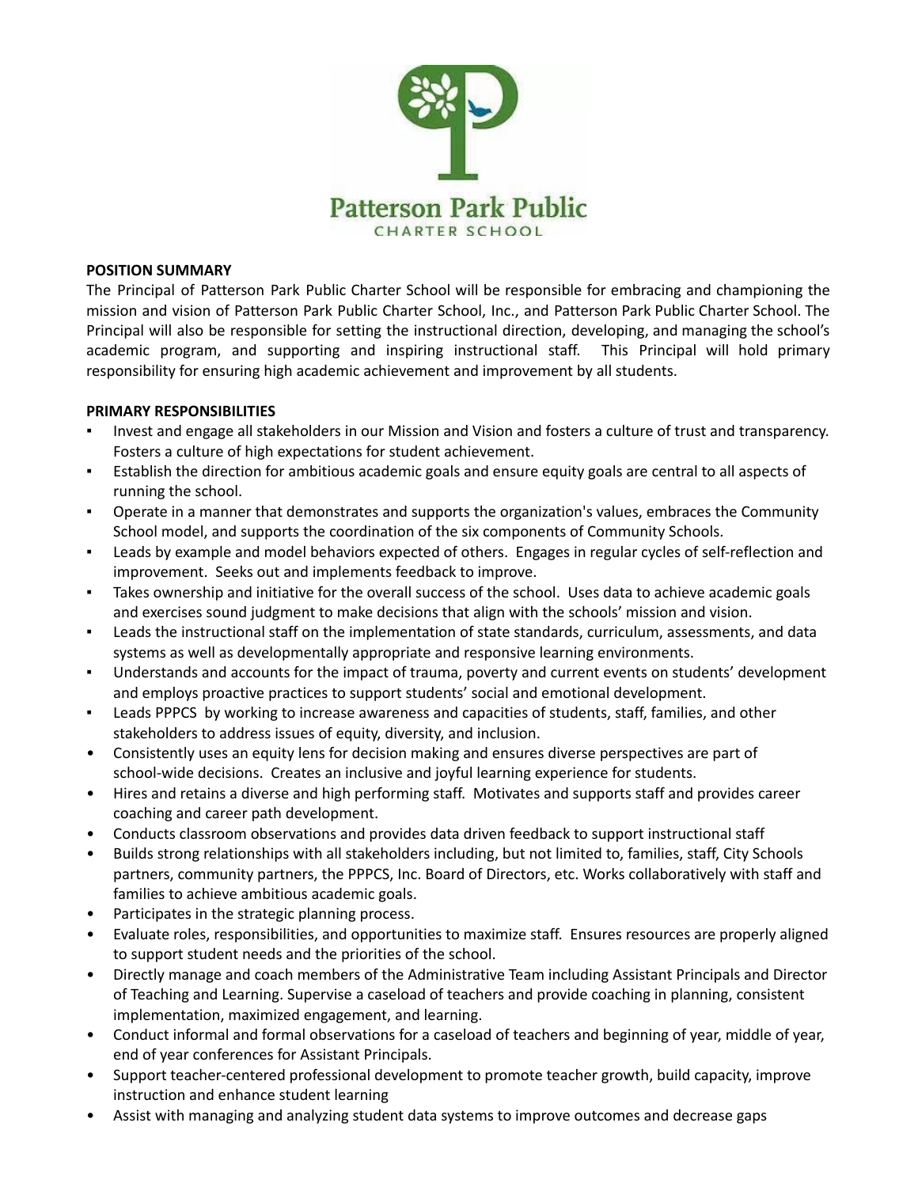Patterson Park Public
CHARTER SCHOOL

**POSITION SUMMARY**

The Principal of Patterson Park Public Charter School will be responsible for embracing and championing the mission and vision of Patterson Park Public Charter School, Inc., and Patterson Park Public Charter School. The Principal will also be responsible for setting the instructional direction, developing, and managing the school's academic program, and supporting and inspiring instructional staff. This Principal will hold primary responsibility for ensuring high academic achievement and improvement by all students.

**PRIMARY RESPONSIBILITIES**

- Invest and engage all stakeholders in our Mission and Vision and fosters a culture of trust and transparency. Fosters a culture of high expectations for student achievement.
- Establish the direction for ambitious academic goals and ensure equity goals are central to all aspects of running the school.
- Operate in a manner that demonstrates and supports the organization's values, embraces the Community School model, and supports the coordination of the six components of Community Schools.
- Leads by example and model behaviors expected of others. Engages in regular cycles of self-reflection and improvement. Seeks out and implements feedback to improve.
- Takes ownership and initiative for the overall success of the school. Uses data to achieve academic goals and exercises sound judgment to make decisions that align with the schools' mission and vision.
- Leads the instructional staff on the implementation of state standards, curriculum, assessments, and data systems as well as developmentally appropriate and responsive learning environments.
- Understands and accounts for the impact of trauma, poverty and current events on students' development and employs proactive practices to support students' social and emotional development.
- Leads PPPCS by working to increase awareness and capacities of students, staff, families, and other stakeholders to address issues of equity, diversity, and inclusion.
- Consistently uses an equity lens for decision making and ensures diverse perspectives are part of school-wide decisions. Creates an inclusive and joyful learning experience for students.
- Hires and retains a diverse and high performing staff. Motivates and supports staff and provides career coaching and career path development.
- Conducts classroom observations and provides data driven feedback to support instructional staff
- Builds strong relationships with all stakeholders including, but not limited to, families, staff, City Schools partners, community partners, the PPPCS, Inc. Board of Directors, etc. Works collaboratively with staff and families to achieve ambitious academic goals.
- Participates in the strategic planning process.
- Evaluate roles, responsibilities, and opportunities to maximize staff. Ensures resources are properly aligned to support student needs and the priorities of the school.
- Directly manage and coach members of the Administrative Team including Assistant Principals and Director of Teaching and Learning. Supervise a caseload of teachers and provide coaching in planning, consistent implementation, maximized engagement, and learning.
- Conduct informal and formal observations for a caseload of teachers and beginning of year, middle of year, end of year conferences for Assistant Principals.
- Support teacher-centered professional development to promote teacher growth, build capacity, improve instruction and enhance student learning
- Assist with managing and analyzing student data systems to improve outcomes and decrease gaps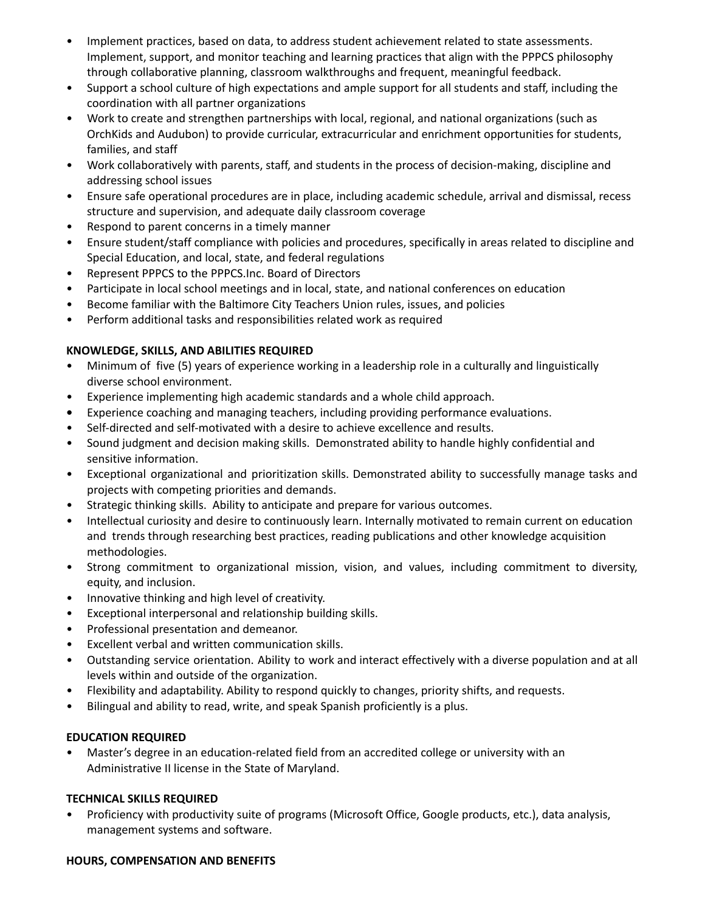- Implement practices, based on data, to address student achievement related to state assessments. Implement, support, and monitor teaching and learning practices that align with the PPPCS philosophy through collaborative planning, classroom walkthroughs and frequent, meaningful feedback.
- Support a school culture of high expectations and ample support for all students and staff, including the coordination with all partner organizations
- Work to create and strengthen partnerships with local, regional, and national organizations (such as OrchKids and Audubon) to provide curricular, extracurricular and enrichment opportunities for students, families, and staff
- Work collaboratively with parents, staff, and students in the process of decision-making, discipline and addressing school issues
- Ensure safe operational procedures are in place, including academic schedule, arrival and dismissal, recess structure and supervision, and adequate daily classroom coverage
- Respond to parent concerns in a timely manner
- Ensure student/staff compliance with policies and procedures, specifically in areas related to discipline and Special Education, and local, state, and federal regulations
- Represent PPPCS to the PPPCS.Inc. Board of Directors
- Participate in local school meetings and in local, state, and national conferences on education
- Become familiar with the Baltimore City Teachers Union rules, issues, and policies
- Perform additional tasks and responsibilities related work as required

**KNOWLEDGE, SKILLS, AND ABILITIES REQUIRED**

- Minimum of five (5) years of experience working in a leadership role in a culturally and linguistically diverse school environment.
- Experience implementing high academic standards and a whole child approach.
- Experience coaching and managing teachers, including providing performance evaluations.
- Self-directed and self-motivated with a desire to achieve excellence and results.
- Sound judgment and decision making skills. Demonstrated ability to handle highly confidential and sensitive information.
- Exceptional organizational and prioritization skills. Demonstrated ability to successfully manage tasks and projects with competing priorities and demands.
- Strategic thinking skills. Ability to anticipate and prepare for various outcomes.
- Intellectual curiosity and desire to continuously learn. Internally motivated to remain current on education and trends through researching best practices, reading publications and other knowledge acquisition methodologies.
- Strong commitment to organizational mission, vision, and values, including commitment to diversity, equity, and inclusion.
- Innovative thinking and high level of creativity.
- Exceptional interpersonal and relationship building skills.
- Professional presentation and demeanor.
- Excellent verbal and written communication skills.
- Outstanding service orientation. Ability to work and interact effectively with a diverse population and at all levels within and outside of the organization.
- Flexibility and adaptability. Ability to respond quickly to changes, priority shifts, and requests.
- Bilingual and ability to read, write, and speak Spanish proficiently is a plus.

**EDUCATION REQUIRED**

- Master's degree in an education-related field from an accredited college or university with an Administrative II license in the State of Maryland.

**TECHNICAL SKILLS REQUIRED**

- Proficiency with productivity suite of programs (Microsoft Office, Google products, etc.), data analysis, management systems and software.

**HOURS, COMPENSATION AND BENEFITS**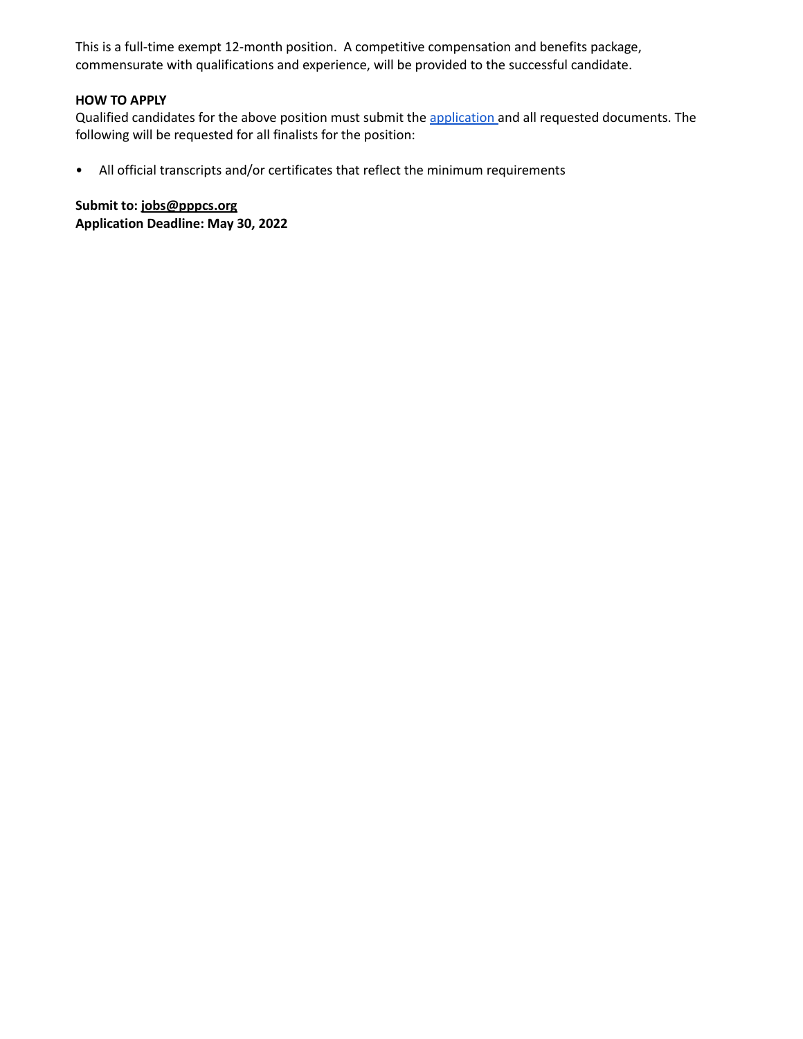This is a full-time exempt 12-month position.  A competitive compensation and benefits package, commensurate with qualifications and experience, will be provided to the successful candidate.

**HOW TO APPLY**

Qualified candidates for the above position must submit the application and all requested documents. The following will be requested for all finalists for the position:

- All official transcripts and/or certificates that reflect the minimum requirements

**Submit to: jobs@pppcs.org**
**Application Deadline: May 30, 2022**